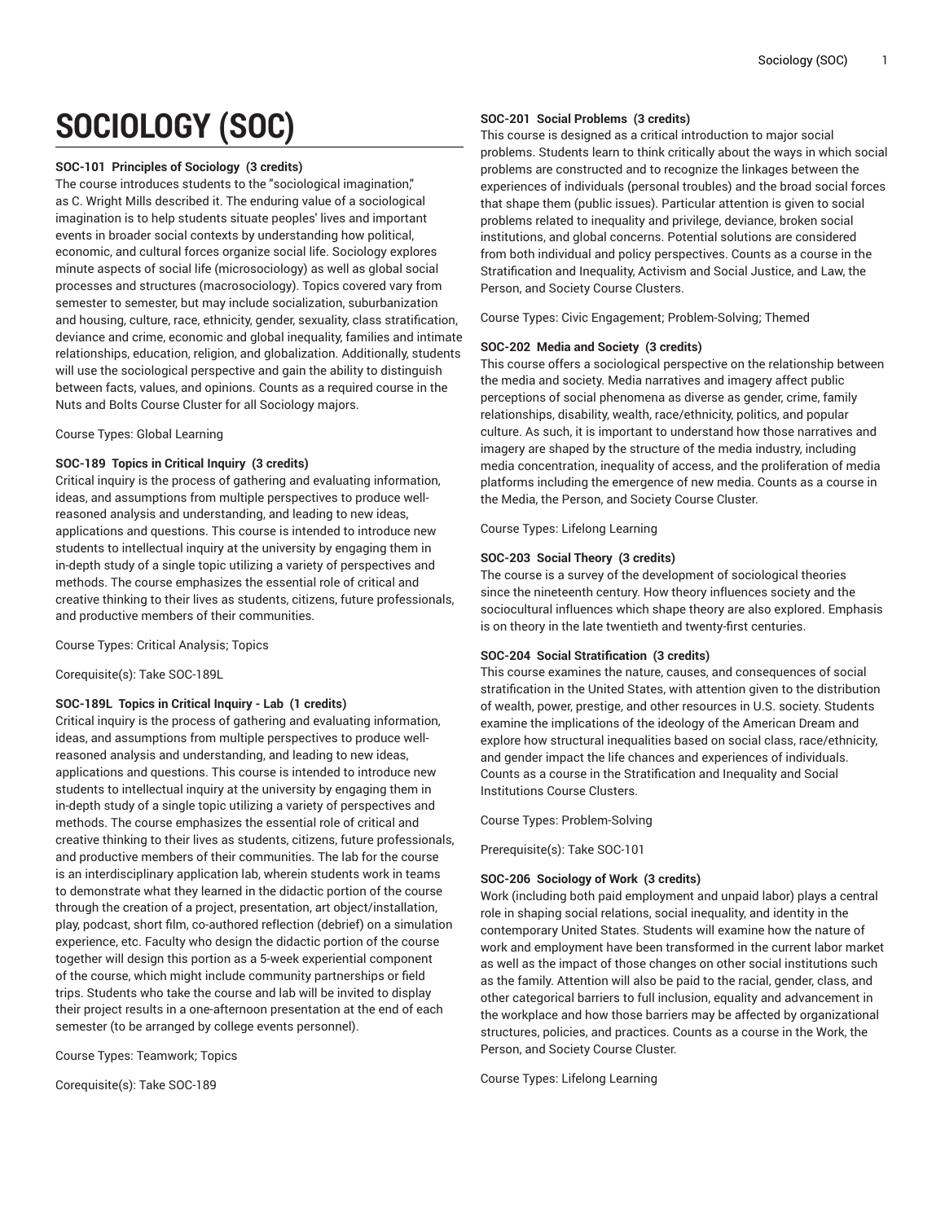# SOCIOLOGY (SOC)

**SOC-101 Principles of Sociology (3 credits)**

The course introduces students to the "sociological imagination," as C. Wright Mills described it. The enduring value of a sociological imagination is to help students situate peoples' lives and important events in broader social contexts by understanding how political, economic, and cultural forces organize social life. Sociology explores minute aspects of social life (microsociology) as well as global social processes and structures (macrosociology). Topics covered vary from semester to semester, but may include socialization, suburbanization and housing, culture, race, ethnicity, gender, sexuality, class stratification, deviance and crime, economic and global inequality, families and intimate relationships, education, religion, and globalization. Additionally, students will use the sociological perspective and gain the ability to distinguish between facts, values, and opinions. Counts as a required course in the Nuts and Bolts Course Cluster for all Sociology majors.

Course Types: Global Learning

**SOC-189 Topics in Critical Inquiry (3 credits)**

Critical inquiry is the process of gathering and evaluating information, ideas, and assumptions from multiple perspectives to produce well-reasoned analysis and understanding, and leading to new ideas, applications and questions. This course is intended to introduce new students to intellectual inquiry at the university by engaging them in in-depth study of a single topic utilizing a variety of perspectives and methods. The course emphasizes the essential role of critical and creative thinking to their lives as students, citizens, future professionals, and productive members of their communities.

Course Types: Critical Analysis; Topics

Corequisite(s): Take SOC-189L

**SOC-189L Topics in Critical Inquiry - Lab (1 credits)**

Critical inquiry is the process of gathering and evaluating information, ideas, and assumptions from multiple perspectives to produce well-reasoned analysis and understanding, and leading to new ideas, applications and questions. This course is intended to introduce new students to intellectual inquiry at the university by engaging them in in-depth study of a single topic utilizing a variety of perspectives and methods. The course emphasizes the essential role of critical and creative thinking to their lives as students, citizens, future professionals, and productive members of their communities. The lab for the course is an interdisciplinary application lab, wherein students work in teams to demonstrate what they learned in the didactic portion of the course through the creation of a project, presentation, art object/installation, play, podcast, short film, co-authored reflection (debrief) on a simulation experience, etc. Faculty who design the didactic portion of the course together will design this portion as a 5-week experiential component of the course, which might include community partnerships or field trips. Students who take the course and lab will be invited to display their project results in a one-afternoon presentation at the end of each semester (to be arranged by college events personnel).

Course Types: Teamwork; Topics

Corequisite(s): Take SOC-189

**SOC-201 Social Problems (3 credits)**

This course is designed as a critical introduction to major social problems. Students learn to think critically about the ways in which social problems are constructed and to recognize the linkages between the experiences of individuals (personal troubles) and the broad social forces that shape them (public issues). Particular attention is given to social problems related to inequality and privilege, deviance, broken social institutions, and global concerns. Potential solutions are considered from both individual and policy perspectives. Counts as a course in the Stratification and Inequality, Activism and Social Justice, and Law, the Person, and Society Course Clusters.

Course Types: Civic Engagement; Problem-Solving; Themed

**SOC-202 Media and Society (3 credits)**

This course offers a sociological perspective on the relationship between the media and society. Media narratives and imagery affect public perceptions of social phenomena as diverse as gender, crime, family relationships, disability, wealth, race/ethnicity, politics, and popular culture. As such, it is important to understand how those narratives and imagery are shaped by the structure of the media industry, including media concentration, inequality of access, and the proliferation of media platforms including the emergence of new media. Counts as a course in the Media, the Person, and Society Course Cluster.

Course Types: Lifelong Learning

**SOC-203 Social Theory (3 credits)**

The course is a survey of the development of sociological theories since the nineteenth century. How theory influences society and the sociocultural influences which shape theory are also explored. Emphasis is on theory in the late twentieth and twenty-first centuries.

**SOC-204 Social Stratification (3 credits)**

This course examines the nature, causes, and consequences of social stratification in the United States, with attention given to the distribution of wealth, power, prestige, and other resources in U.S. society. Students examine the implications of the ideology of the American Dream and explore how structural inequalities based on social class, race/ethnicity, and gender impact the life chances and experiences of individuals. Counts as a course in the Stratification and Inequality and Social Institutions Course Clusters.

Course Types: Problem-Solving

Prerequisite(s): Take SOC-101

**SOC-206 Sociology of Work (3 credits)**

Work (including both paid employment and unpaid labor) plays a central role in shaping social relations, social inequality, and identity in the contemporary United States. Students will examine how the nature of work and employment have been transformed in the current labor market as well as the impact of those changes on other social institutions such as the family. Attention will also be paid to the racial, gender, class, and other categorical barriers to full inclusion, equality and advancement in the workplace and how those barriers may be affected by organizational structures, policies, and practices. Counts as a course in the Work, the Person, and Society Course Cluster.

Course Types: Lifelong Learning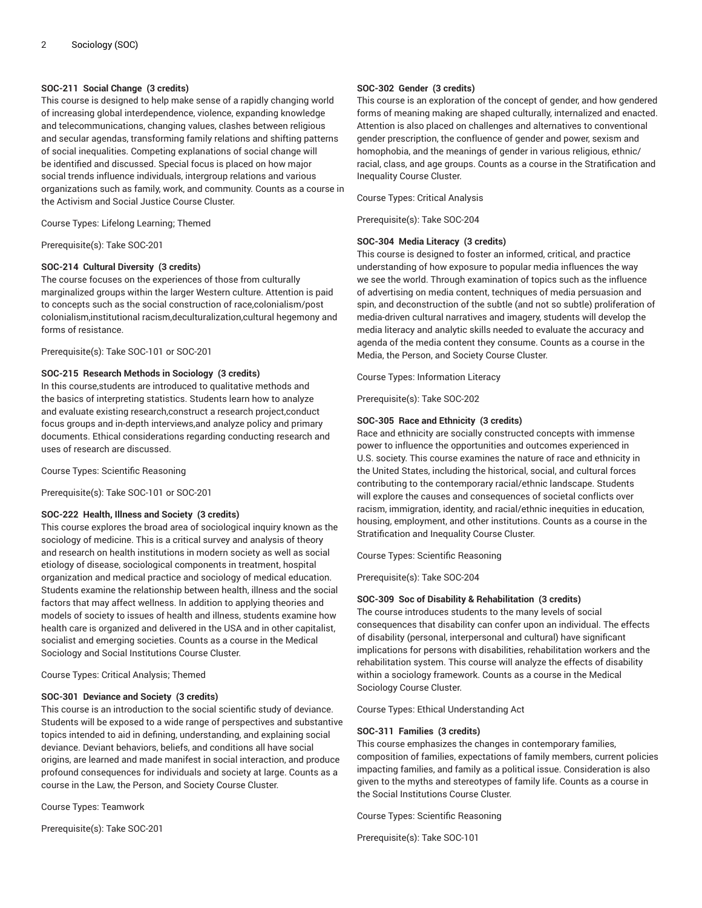**SOC-211 Social Change (3 credits)**
This course is designed to help make sense of a rapidly changing world of increasing global interdependence, violence, expanding knowledge and telecommunications, changing values, clashes between religious and secular agendas, transforming family relations and shifting patterns of social inequalities. Competing explanations of social change will be identified and discussed. Special focus is placed on how major social trends influence individuals, intergroup relations and various organizations such as family, work, and community. Counts as a course in the Activism and Social Justice Course Cluster.

Course Types: Lifelong Learning; Themed

Prerequisite(s): Take SOC-201

**SOC-214 Cultural Diversity (3 credits)**
The course focuses on the experiences of those from culturally marginalized groups within the larger Western culture. Attention is paid to concepts such as the social construction of race,colonialism/post colonialism,institutional racism,deculturalization,cultural hegemony and forms of resistance.

Prerequisite(s): Take SOC-101 or SOC-201

**SOC-215 Research Methods in Sociology (3 credits)**
In this course,students are introduced to qualitative methods and the basics of interpreting statistics. Students learn how to analyze and evaluate existing research,construct a research project,conduct focus groups and in-depth interviews,and analyze policy and primary documents. Ethical considerations regarding conducting research and uses of research are discussed.

Course Types: Scientific Reasoning

Prerequisite(s): Take SOC-101 or SOC-201

**SOC-222 Health, Illness and Society (3 credits)**
This course explores the broad area of sociological inquiry known as the sociology of medicine. This is a critical survey and analysis of theory and research on health institutions in modern society as well as social etiology of disease, sociological components in treatment, hospital organization and medical practice and sociology of medical education. Students examine the relationship between health, illness and the social factors that may affect wellness. In addition to applying theories and models of society to issues of health and illness, students examine how health care is organized and delivered in the USA and in other capitalist, socialist and emerging societies. Counts as a course in the Medical Sociology and Social Institutions Course Cluster.

Course Types: Critical Analysis; Themed

**SOC-301 Deviance and Society (3 credits)**
This course is an introduction to the social scientific study of deviance. Students will be exposed to a wide range of perspectives and substantive topics intended to aid in defining, understanding, and explaining social deviance. Deviant behaviors, beliefs, and conditions all have social origins, are learned and made manifest in social interaction, and produce profound consequences for individuals and society at large. Counts as a course in the Law, the Person, and Society Course Cluster.

Course Types: Teamwork

Prerequisite(s): Take SOC-201

**SOC-302 Gender (3 credits)**
This course is an exploration of the concept of gender, and how gendered forms of meaning making are shaped culturally, internalized and enacted. Attention is also placed on challenges and alternatives to conventional gender prescription, the confluence of gender and power, sexism and homophobia, and the meanings of gender in various religious, ethnic/racial, class, and age groups. Counts as a course in the Stratification and Inequality Course Cluster.

Course Types: Critical Analysis

Prerequisite(s): Take SOC-204

**SOC-304 Media Literacy (3 credits)**
This course is designed to foster an informed, critical, and practice understanding of how exposure to popular media influences the way we see the world. Through examination of topics such as the influence of advertising on media content, techniques of media persuasion and spin, and deconstruction of the subtle (and not so subtle) proliferation of media-driven cultural narratives and imagery, students will develop the media literacy and analytic skills needed to evaluate the accuracy and agenda of the media content they consume. Counts as a course in the Media, the Person, and Society Course Cluster.

Course Types: Information Literacy

Prerequisite(s): Take SOC-202

**SOC-305 Race and Ethnicity (3 credits)**
Race and ethnicity are socially constructed concepts with immense power to influence the opportunities and outcomes experienced in U.S. society. This course examines the nature of race and ethnicity in the United States, including the historical, social, and cultural forces contributing to the contemporary racial/ethnic landscape. Students will explore the causes and consequences of societal conflicts over racism, immigration, identity, and racial/ethnic inequities in education, housing, employment, and other institutions. Counts as a course in the Stratification and Inequality Course Cluster.

Course Types: Scientific Reasoning

Prerequisite(s): Take SOC-204

**SOC-309 Soc of Disability & Rehabilitation (3 credits)**
The course introduces students to the many levels of social consequences that disability can confer upon an individual. The effects of disability (personal, interpersonal and cultural) have significant implications for persons with disabilities, rehabilitation workers and the rehabilitation system. This course will analyze the effects of disability within a sociology framework. Counts as a course in the Medical Sociology Course Cluster.

Course Types: Ethical Understanding Act

**SOC-311 Families (3 credits)**
This course emphasizes the changes in contemporary families, composition of families, expectations of family members, current policies impacting families, and family as a political issue. Consideration is also given to the myths and stereotypes of family life. Counts as a course in the Social Institutions Course Cluster.

Course Types: Scientific Reasoning

Prerequisite(s): Take SOC-101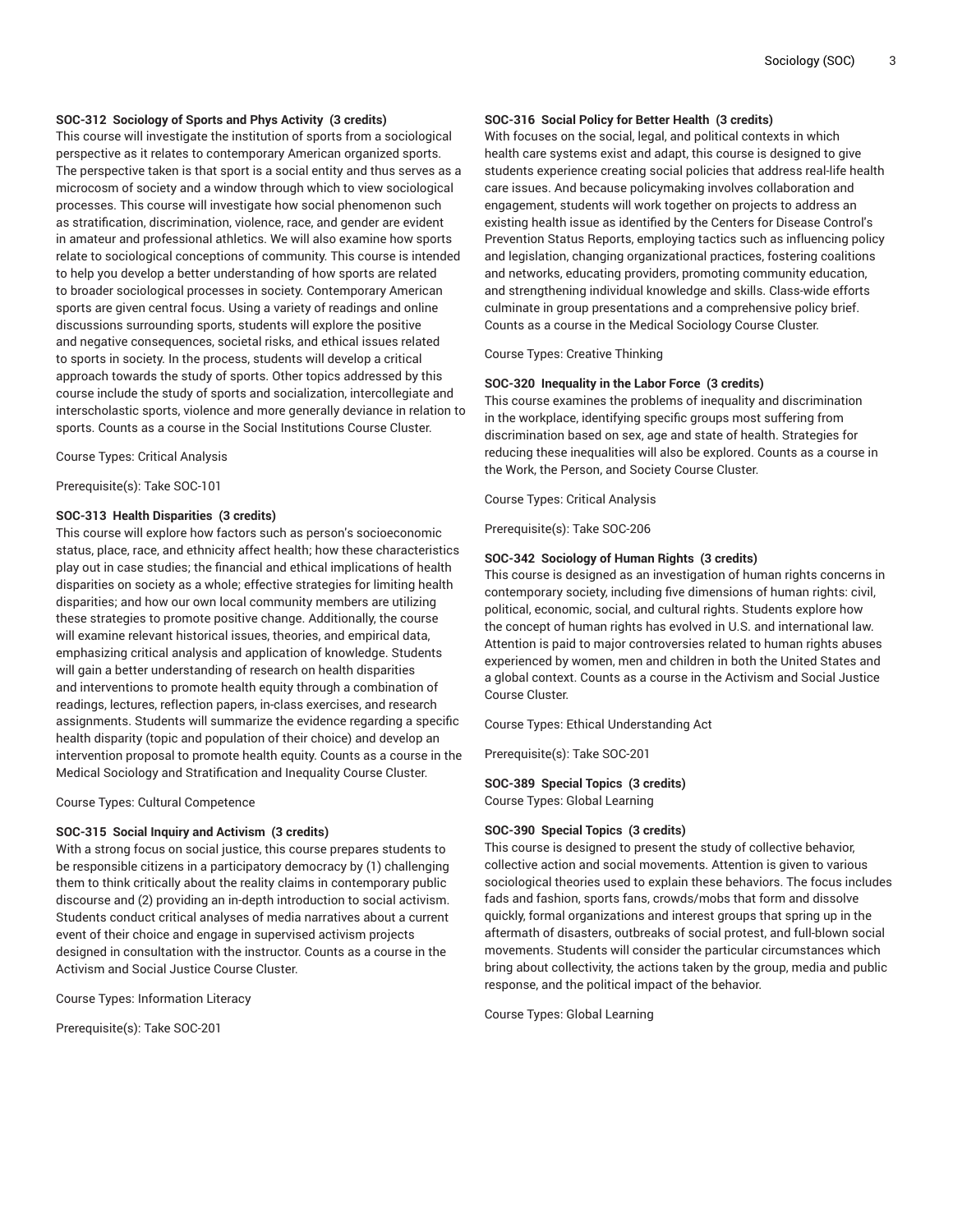**SOC-312 Sociology of Sports and Phys Activity (3 credits)**
This course will investigate the institution of sports from a sociological perspective as it relates to contemporary American organized sports. The perspective taken is that sport is a social entity and thus serves as a microcosm of society and a window through which to view sociological processes. This course will investigate how social phenomenon such as stratification, discrimination, violence, race, and gender are evident in amateur and professional athletics. We will also examine how sports relate to sociological conceptions of community. This course is intended to help you develop a better understanding of how sports are related to broader sociological processes in society. Contemporary American sports are given central focus. Using a variety of readings and online discussions surrounding sports, students will explore the positive and negative consequences, societal risks, and ethical issues related to sports in society. In the process, students will develop a critical approach towards the study of sports. Other topics addressed by this course include the study of sports and socialization, intercollegiate and interscholastic sports, violence and more generally deviance in relation to sports. Counts as a course in the Social Institutions Course Cluster.

Course Types: Critical Analysis

Prerequisite(s): Take SOC-101

**SOC-313 Health Disparities (3 credits)**
This course will explore how factors such as person's socioeconomic status, place, race, and ethnicity affect health; how these characteristics play out in case studies; the financial and ethical implications of health disparities on society as a whole; effective strategies for limiting health disparities; and how our own local community members are utilizing these strategies to promote positive change. Additionally, the course will examine relevant historical issues, theories, and empirical data, emphasizing critical analysis and application of knowledge. Students will gain a better understanding of research on health disparities and interventions to promote health equity through a combination of readings, lectures, reflection papers, in-class exercises, and research assignments. Students will summarize the evidence regarding a specific health disparity (topic and population of their choice) and develop an intervention proposal to promote health equity. Counts as a course in the Medical Sociology and Stratification and Inequality Course Cluster.

Course Types: Cultural Competence

**SOC-315 Social Inquiry and Activism (3 credits)**
With a strong focus on social justice, this course prepares students to be responsible citizens in a participatory democracy by (1) challenging them to think critically about the reality claims in contemporary public discourse and (2) providing an in-depth introduction to social activism. Students conduct critical analyses of media narratives about a current event of their choice and engage in supervised activism projects designed in consultation with the instructor. Counts as a course in the Activism and Social Justice Course Cluster.

Course Types: Information Literacy

Prerequisite(s): Take SOC-201

**SOC-316 Social Policy for Better Health (3 credits)**
With focuses on the social, legal, and political contexts in which health care systems exist and adapt, this course is designed to give students experience creating social policies that address real-life health care issues. And because policymaking involves collaboration and engagement, students will work together on projects to address an existing health issue as identified by the Centers for Disease Control's Prevention Status Reports, employing tactics such as influencing policy and legislation, changing organizational practices, fostering coalitions and networks, educating providers, promoting community education, and strengthening individual knowledge and skills. Class-wide efforts culminate in group presentations and a comprehensive policy brief. Counts as a course in the Medical Sociology Course Cluster.

Course Types: Creative Thinking

**SOC-320 Inequality in the Labor Force (3 credits)**
This course examines the problems of inequality and discrimination in the workplace, identifying specific groups most suffering from discrimination based on sex, age and state of health. Strategies for reducing these inequalities will also be explored. Counts as a course in the Work, the Person, and Society Course Cluster.

Course Types: Critical Analysis

Prerequisite(s): Take SOC-206

**SOC-342 Sociology of Human Rights (3 credits)**
This course is designed as an investigation of human rights concerns in contemporary society, including five dimensions of human rights: civil, political, economic, social, and cultural rights. Students explore how the concept of human rights has evolved in U.S. and international law. Attention is paid to major controversies related to human rights abuses experienced by women, men and children in both the United States and a global context. Counts as a course in the Activism and Social Justice Course Cluster.

Course Types: Ethical Understanding Act

Prerequisite(s): Take SOC-201

**SOC-389 Special Topics (3 credits)**
Course Types: Global Learning

**SOC-390 Special Topics (3 credits)**
This course is designed to present the study of collective behavior, collective action and social movements. Attention is given to various sociological theories used to explain these behaviors. The focus includes fads and fashion, sports fans, crowds/mobs that form and dissolve quickly, formal organizations and interest groups that spring up in the aftermath of disasters, outbreaks of social protest, and full-blown social movements. Students will consider the particular circumstances which bring about collectivity, the actions taken by the group, media and public response, and the political impact of the behavior.

Course Types: Global Learning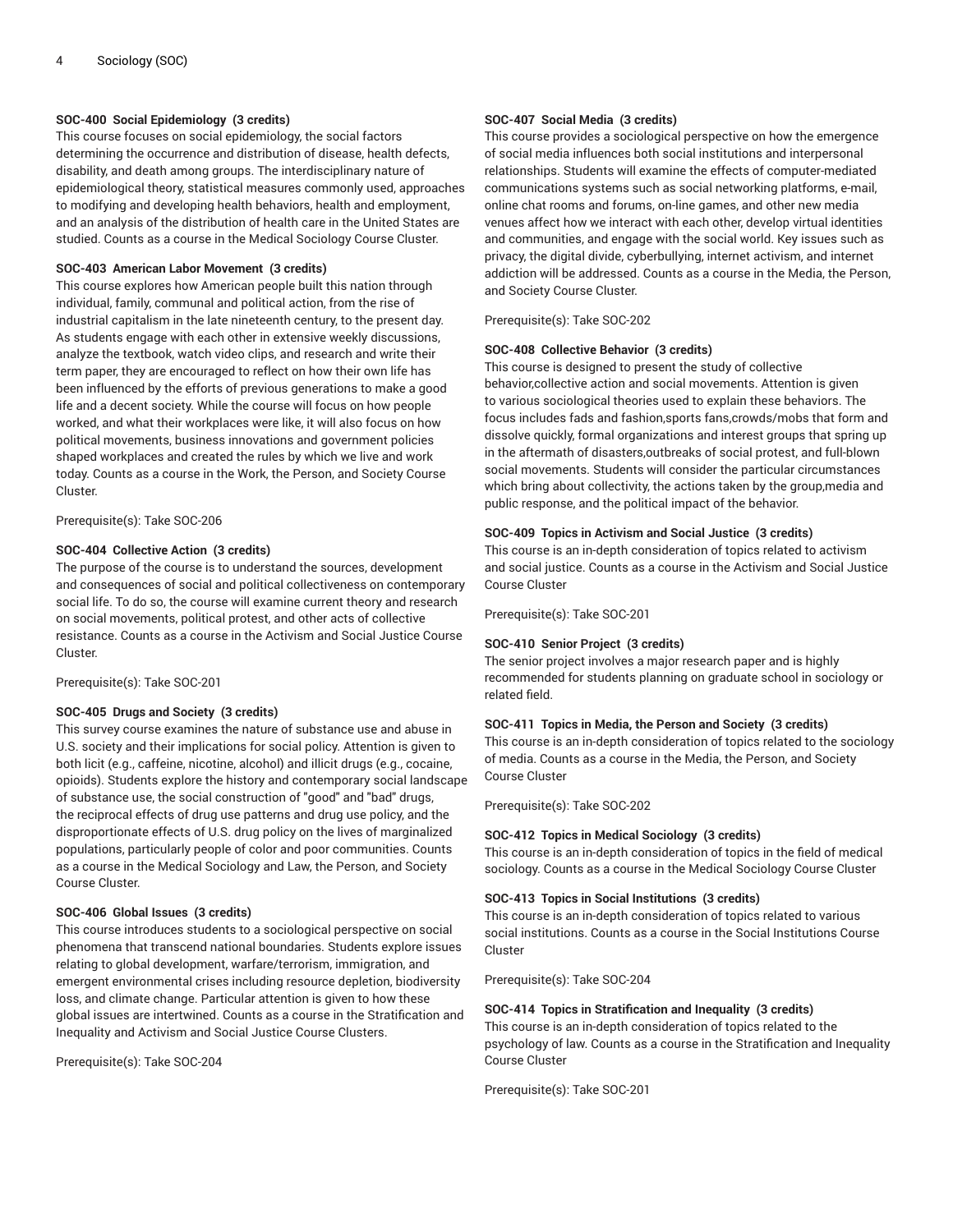**SOC-400 Social Epidemiology (3 credits)**
This course focuses on social epidemiology, the social factors determining the occurrence and distribution of disease, health defects, disability, and death among groups. The interdisciplinary nature of epidemiological theory, statistical measures commonly used, approaches to modifying and developing health behaviors, health and employment, and an analysis of the distribution of health care in the United States are studied. Counts as a course in the Medical Sociology Course Cluster.

**SOC-403 American Labor Movement (3 credits)**
This course explores how American people built this nation through individual, family, communal and political action, from the rise of industrial capitalism in the late nineteenth century, to the present day. As students engage with each other in extensive weekly discussions, analyze the textbook, watch video clips, and research and write their term paper, they are encouraged to reflect on how their own life has been influenced by the efforts of previous generations to make a good life and a decent society. While the course will focus on how people worked, and what their workplaces were like, it will also focus on how political movements, business innovations and government policies shaped workplaces and created the rules by which we live and work today. Counts as a course in the Work, the Person, and Society Course Cluster.

Prerequisite(s): Take SOC-206

**SOC-404 Collective Action (3 credits)**
The purpose of the course is to understand the sources, development and consequences of social and political collectiveness on contemporary social life. To do so, the course will examine current theory and research on social movements, political protest, and other acts of collective resistance. Counts as a course in the Activism and Social Justice Course Cluster.

Prerequisite(s): Take SOC-201

**SOC-405 Drugs and Society (3 credits)**
This survey course examines the nature of substance use and abuse in U.S. society and their implications for social policy. Attention is given to both licit (e.g., caffeine, nicotine, alcohol) and illicit drugs (e.g., cocaine, opioids). Students explore the history and contemporary social landscape of substance use, the social construction of "good" and "bad" drugs, the reciprocal effects of drug use patterns and drug use policy, and the disproportionate effects of U.S. drug policy on the lives of marginalized populations, particularly people of color and poor communities. Counts as a course in the Medical Sociology and Law, the Person, and Society Course Cluster.

**SOC-406 Global Issues (3 credits)**
This course introduces students to a sociological perspective on social phenomena that transcend national boundaries. Students explore issues relating to global development, warfare/terrorism, immigration, and emergent environmental crises including resource depletion, biodiversity loss, and climate change. Particular attention is given to how these global issues are intertwined. Counts as a course in the Stratification and Inequality and Activism and Social Justice Course Clusters.

Prerequisite(s): Take SOC-204

**SOC-407 Social Media (3 credits)**
This course provides a sociological perspective on how the emergence of social media influences both social institutions and interpersonal relationships. Students will examine the effects of computer-mediated communications systems such as social networking platforms, e-mail, online chat rooms and forums, on-line games, and other new media venues affect how we interact with each other, develop virtual identities and communities, and engage with the social world. Key issues such as privacy, the digital divide, cyberbullying, internet activism, and internet addiction will be addressed. Counts as a course in the Media, the Person, and Society Course Cluster.

Prerequisite(s): Take SOC-202

**SOC-408 Collective Behavior (3 credits)**
This course is designed to present the study of collective behavior,collective action and social movements. Attention is given to various sociological theories used to explain these behaviors. The focus includes fads and fashion,sports fans,crowds/mobs that form and dissolve quickly, formal organizations and interest groups that spring up in the aftermath of disasters,outbreaks of social protest, and full-blown social movements. Students will consider the particular circumstances which bring about collectivity, the actions taken by the group,media and public response, and the political impact of the behavior.

**SOC-409 Topics in Activism and Social Justice (3 credits)**
This course is an in-depth consideration of topics related to activism and social justice. Counts as a course in the Activism and Social Justice Course Cluster

Prerequisite(s): Take SOC-201

**SOC-410 Senior Project (3 credits)**
The senior project involves a major research paper and is highly recommended for students planning on graduate school in sociology or related field.

**SOC-411 Topics in Media, the Person and Society (3 credits)**
This course is an in-depth consideration of topics related to the sociology of media. Counts as a course in the Media, the Person, and Society Course Cluster

Prerequisite(s): Take SOC-202

**SOC-412 Topics in Medical Sociology (3 credits)**
This course is an in-depth consideration of topics in the field of medical sociology. Counts as a course in the Medical Sociology Course Cluster

**SOC-413 Topics in Social Institutions (3 credits)**
This course is an in-depth consideration of topics related to various social institutions. Counts as a course in the Social Institutions Course Cluster

Prerequisite(s): Take SOC-204

**SOC-414 Topics in Stratification and Inequality (3 credits)**
This course is an in-depth consideration of topics related to the psychology of law. Counts as a course in the Stratification and Inequality Course Cluster

Prerequisite(s): Take SOC-201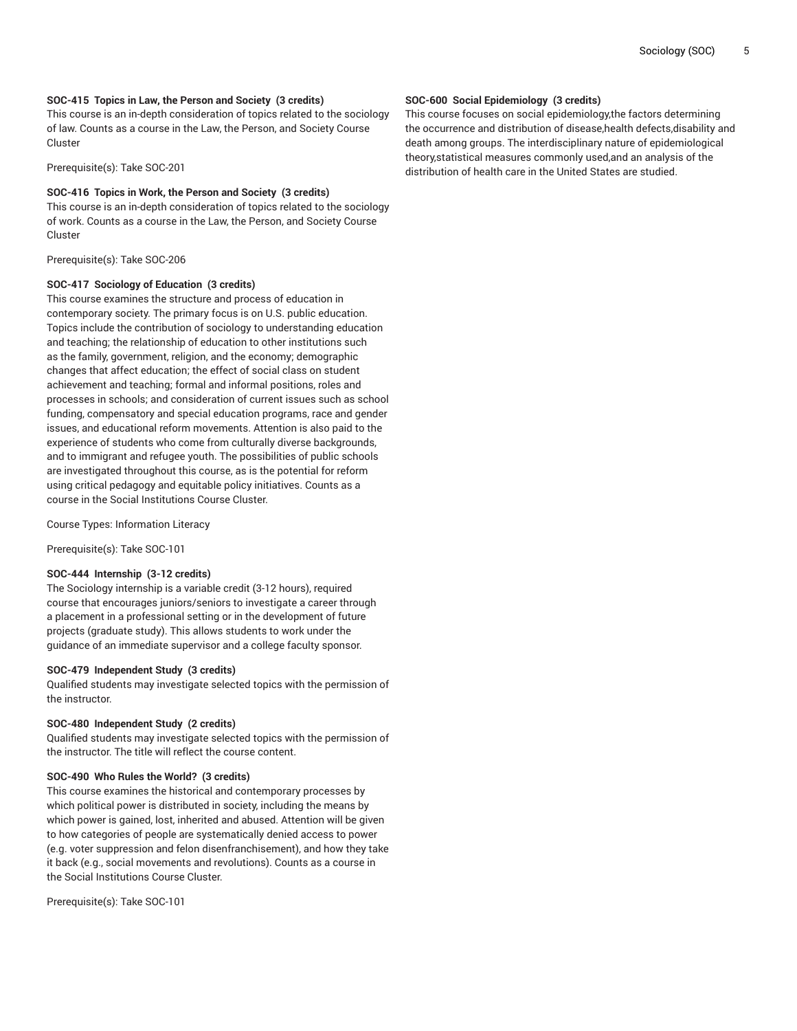**SOC-415 Topics in Law, the Person and Society (3 credits)**
This course is an in-depth consideration of topics related to the sociology of law. Counts as a course in the Law, the Person, and Society Course Cluster

Prerequisite(s): Take SOC-201

**SOC-416 Topics in Work, the Person and Society (3 credits)**
This course is an in-depth consideration of topics related to the sociology of work. Counts as a course in the Law, the Person, and Society Course Cluster

Prerequisite(s): Take SOC-206

**SOC-417 Sociology of Education (3 credits)**
This course examines the structure and process of education in contemporary society. The primary focus is on U.S. public education. Topics include the contribution of sociology to understanding education and teaching; the relationship of education to other institutions such as the family, government, religion, and the economy; demographic changes that affect education; the effect of social class on student achievement and teaching; formal and informal positions, roles and processes in schools; and consideration of current issues such as school funding, compensatory and special education programs, race and gender issues, and educational reform movements. Attention is also paid to the experience of students who come from culturally diverse backgrounds, and to immigrant and refugee youth. The possibilities of public schools are investigated throughout this course, as is the potential for reform using critical pedagogy and equitable policy initiatives. Counts as a course in the Social Institutions Course Cluster.

Course Types: Information Literacy

Prerequisite(s): Take SOC-101

**SOC-444 Internship (3-12 credits)**
The Sociology internship is a variable credit (3-12 hours), required course that encourages juniors/seniors to investigate a career through a placement in a professional setting or in the development of future projects (graduate study). This allows students to work under the guidance of an immediate supervisor and a college faculty sponsor.

**SOC-479 Independent Study (3 credits)**
Qualified students may investigate selected topics with the permission of the instructor.

**SOC-480 Independent Study (2 credits)**
Qualified students may investigate selected topics with the permission of the instructor. The title will reflect the course content.

**SOC-490 Who Rules the World? (3 credits)**
This course examines the historical and contemporary processes by which political power is distributed in society, including the means by which power is gained, lost, inherited and abused. Attention will be given to how categories of people are systematically denied access to power (e.g. voter suppression and felon disenfranchisement), and how they take it back (e.g., social movements and revolutions). Counts as a course in the Social Institutions Course Cluster.

Prerequisite(s): Take SOC-101

**SOC-600 Social Epidemiology (3 credits)**
This course focuses on social epidemiology,the factors determining the occurrence and distribution of disease,health defects,disability and death among groups. The interdisciplinary nature of epidemiological theory,statistical measures commonly used,and an analysis of the distribution of health care in the United States are studied.